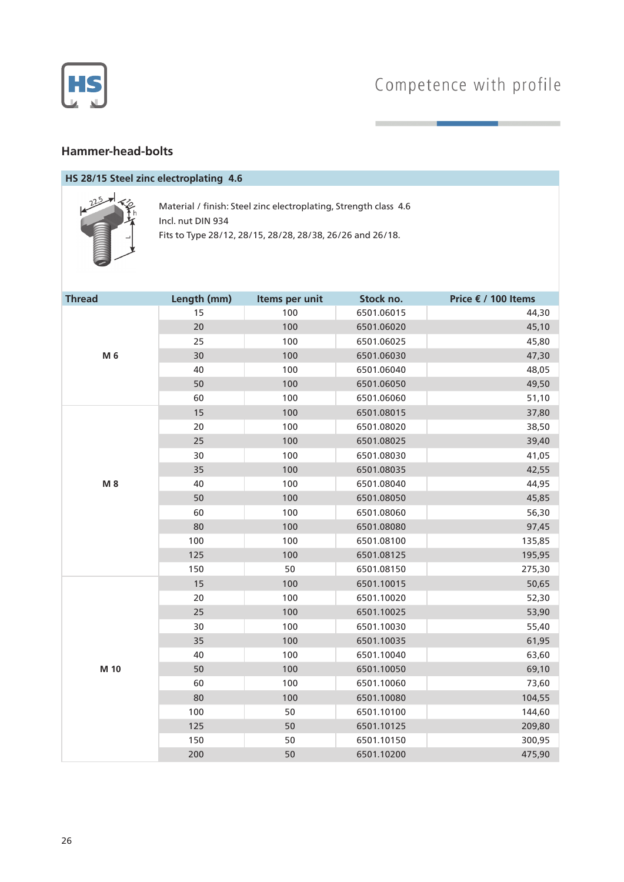Competence with profile

## Hammer-head-bolts

### HS 28/15 Steel zinc electroplating 4.6

Material / finish: Steel zinc electroplating, Strength class 4.6
Incl. nut DIN 934
Fits to Type 28/12, 28/15, 28/28, 28/38, 26/26 and 26/18.

| Thread | Length (mm) | Items per unit | Stock no. | Price € / 100 Items |
|---|---|---|---|---|
| M 6 | 15 | 100 | 6501.06015 | 44,30 |
| | 20 | 100 | 6501.06020 | 45,10 |
| | 25 | 100 | 6501.06025 | 45,80 |
| | 30 | 100 | 6501.06030 | 47,30 |
| | 40 | 100 | 6501.06040 | 48,05 |
| | 50 | 100 | 6501.06050 | 49,50 |
| | 60 | 100 | 6501.06060 | 51,10 |
| M 8 | 15 | 100 | 6501.08015 | 37,80 |
| | 20 | 100 | 6501.08020 | 38,50 |
| | 25 | 100 | 6501.08025 | 39,40 |
| | 30 | 100 | 6501.08030 | 41,05 |
| | 35 | 100 | 6501.08035 | 42,55 |
| | 40 | 100 | 6501.08040 | 44,95 |
| | 50 | 100 | 6501.08050 | 45,85 |
| | 60 | 100 | 6501.08060 | 56,30 |
| | 80 | 100 | 6501.08080 | 97,45 |
| | 100 | 100 | 6501.08100 | 135,85 |
| | 125 | 100 | 6501.08125 | 195,95 |
| | 150 | 50 | 6501.08150 | 275,30 |
| M 10 | 15 | 100 | 6501.10015 | 50,65 |
| | 20 | 100 | 6501.10020 | 52,30 |
| | 25 | 100 | 6501.10025 | 53,90 |
| | 30 | 100 | 6501.10030 | 55,40 |
| | 35 | 100 | 6501.10035 | 61,95 |
| | 40 | 100 | 6501.10040 | 63,60 |
| | 50 | 100 | 6501.10050 | 69,10 |
| | 60 | 100 | 6501.10060 | 73,60 |
| | 80 | 100 | 6501.10080 | 104,55 |
| | 100 | 50 | 6501.10100 | 144,60 |
| | 125 | 50 | 6501.10125 | 209,80 |
| | 150 | 50 | 6501.10150 | 300,95 |
| | 200 | 50 | 6501.10200 | 475,90 |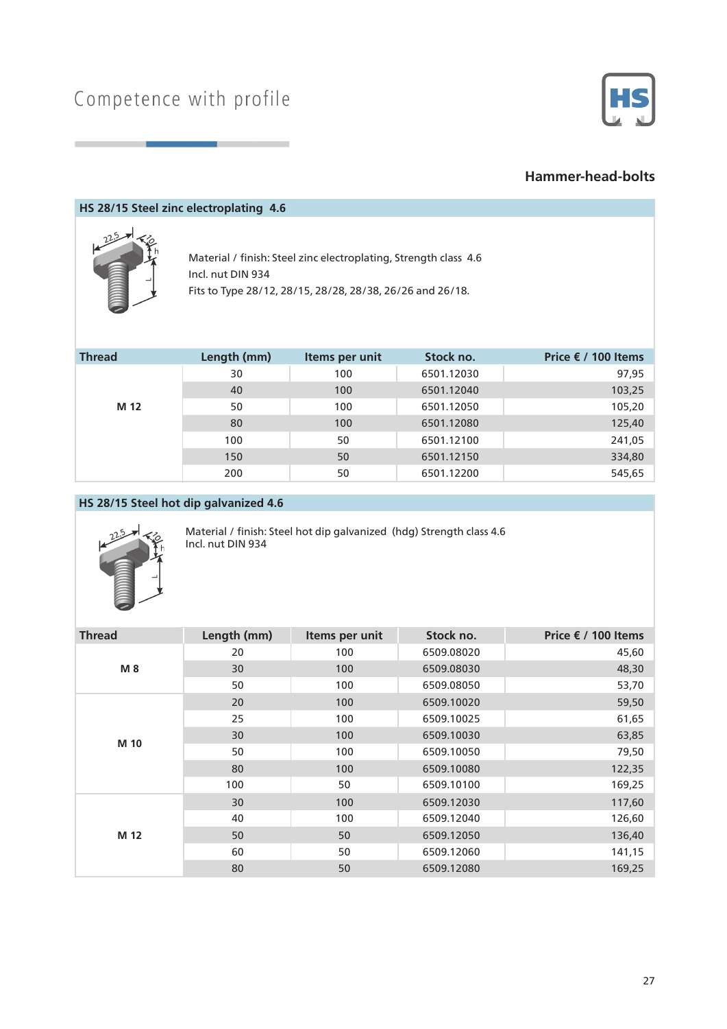Competence with profile

## Hammer-head-bolts

### HS 28/15 Steel zinc electroplating 4.6

Material / finish: Steel zinc electroplating, Strength class 4.6
Incl. nut DIN 934
Fits to Type 28/12, 28/15, 28/28, 28/38, 26/26 and 26/18.

| Thread | Length (mm) | Items per unit | Stock no. | Price € / 100 Items |
|---|---|---|---|---|
| M 12 | 30 | 100 | 6501.12030 | 97,95 |
| | 40 | 100 | 6501.12040 | 103,25 |
| | 50 | 100 | 6501.12050 | 105,20 |
| | 80 | 100 | 6501.12080 | 125,40 |
| | 100 | 50 | 6501.12100 | 241,05 |
| | 150 | 50 | 6501.12150 | 334,80 |
| | 200 | 50 | 6501.12200 | 545,65 |

### HS 28/15 Steel hot dip galvanized 4.6

Material / finish: Steel hot dip galvanized (hdg) Strength class 4.6
Incl. nut DIN 934

| Thread | Length (mm) | Items per unit | Stock no. | Price € / 100 Items |
|---|---|---|---|---|
| M 8 | 20 | 100 | 6509.08020 | 45,60 |
| | 30 | 100 | 6509.08030 | 48,30 |
| | 50 | 100 | 6509.08050 | 53,70 |
| M 10 | 20 | 100 | 6509.10020 | 59,50 |
| | 25 | 100 | 6509.10025 | 61,65 |
| | 30 | 100 | 6509.10030 | 63,85 |
| | 50 | 100 | 6509.10050 | 79,50 |
| | 80 | 100 | 6509.10080 | 122,35 |
| | 100 | 50 | 6509.10100 | 169,25 |
| M 12 | 30 | 100 | 6509.12030 | 117,60 |
| | 40 | 100 | 6509.12040 | 126,60 |
| | 50 | 50 | 6509.12050 | 136,40 |
| | 60 | 50 | 6509.12060 | 141,15 |
| | 80 | 50 | 6509.12080 | 169,25 |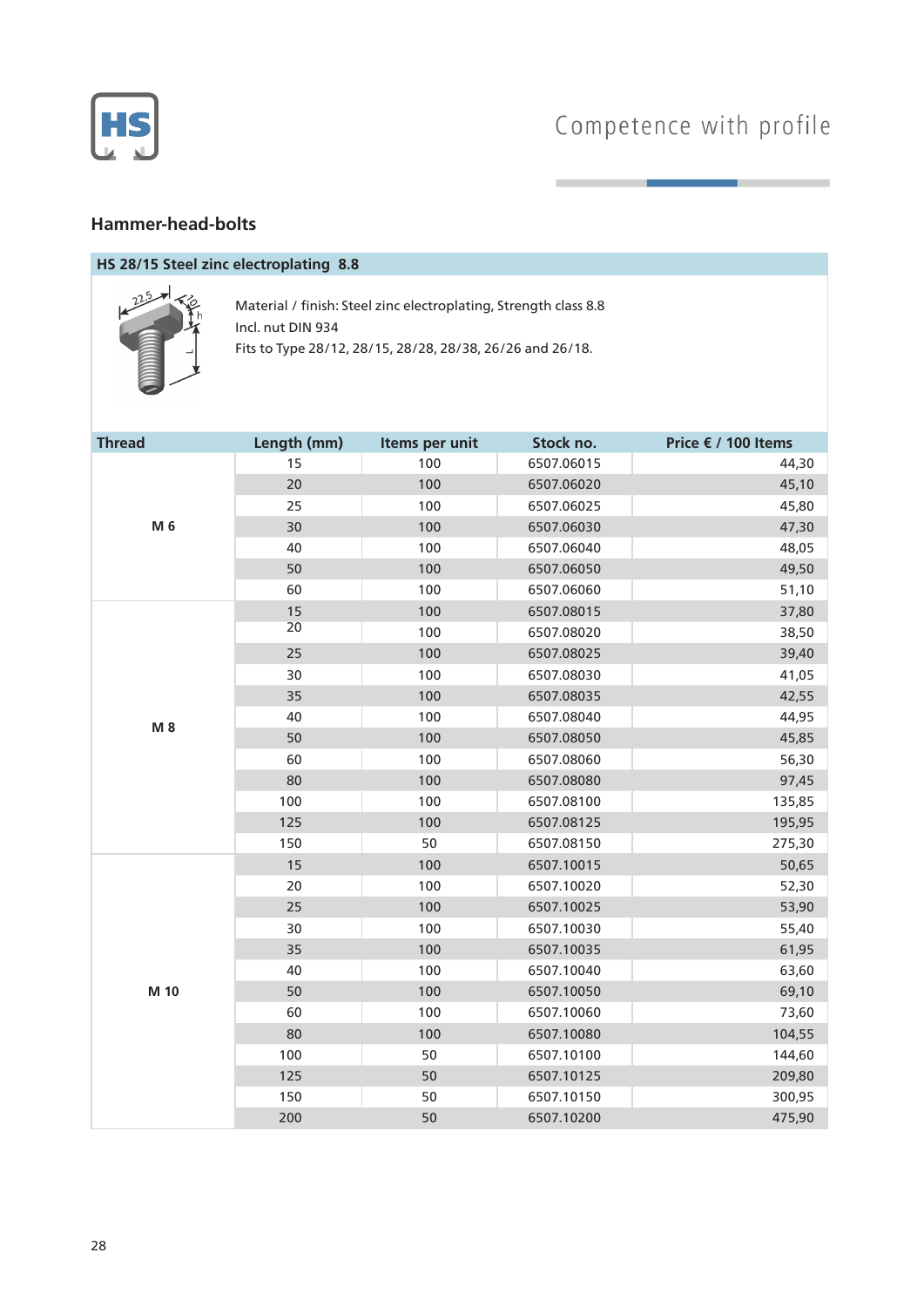## Hammer-head-bolts

### HS 28/15 Steel zinc electroplating 8.8

Material / finish: Steel zinc electroplating, Strength class 8.8
Incl. nut DIN 934
Fits to Type 28/12, 28/15, 28/28, 28/38, 26/26 and 26/18.

| Thread | Length (mm) | Items per unit | Stock no. | Price € / 100 Items |
|---|---|---|---|---|
| M 6 | 15 | 100 | 6507.06015 | 44,30 |
| | 20 | 100 | 6507.06020 | 45,10 |
| | 25 | 100 | 6507.06025 | 45,80 |
| | 30 | 100 | 6507.06030 | 47,30 |
| | 40 | 100 | 6507.06040 | 48,05 |
| | 50 | 100 | 6507.06050 | 49,50 |
| | 60 | 100 | 6507.06060 | 51,10 |
| M 8 | 15 | 100 | 6507.08015 | 37,80 |
| | 20 | 100 | 6507.08020 | 38,50 |
| | 25 | 100 | 6507.08025 | 39,40 |
| | 30 | 100 | 6507.08030 | 41,05 |
| | 35 | 100 | 6507.08035 | 42,55 |
| | 40 | 100 | 6507.08040 | 44,95 |
| | 50 | 100 | 6507.08050 | 45,85 |
| | 60 | 100 | 6507.08060 | 56,30 |
| | 80 | 100 | 6507.08080 | 97,45 |
| | 100 | 100 | 6507.08100 | 135,85 |
| | 125 | 100 | 6507.08125 | 195,95 |
| | 150 | 50 | 6507.08150 | 275,30 |
| M 10 | 15 | 100 | 6507.10015 | 50,65 |
| | 20 | 100 | 6507.10020 | 52,30 |
| | 25 | 100 | 6507.10025 | 53,90 |
| | 30 | 100 | 6507.10030 | 55,40 |
| | 35 | 100 | 6507.10035 | 61,95 |
| | 40 | 100 | 6507.10040 | 63,60 |
| | 50 | 100 | 6507.10050 | 69,10 |
| | 60 | 100 | 6507.10060 | 73,60 |
| | 80 | 100 | 6507.10080 | 104,55 |
| | 100 | 50 | 6507.10100 | 144,60 |
| | 125 | 50 | 6507.10125 | 209,80 |
| | 150 | 50 | 6507.10150 | 300,95 |
| | 200 | 50 | 6507.10200 | 475,90 |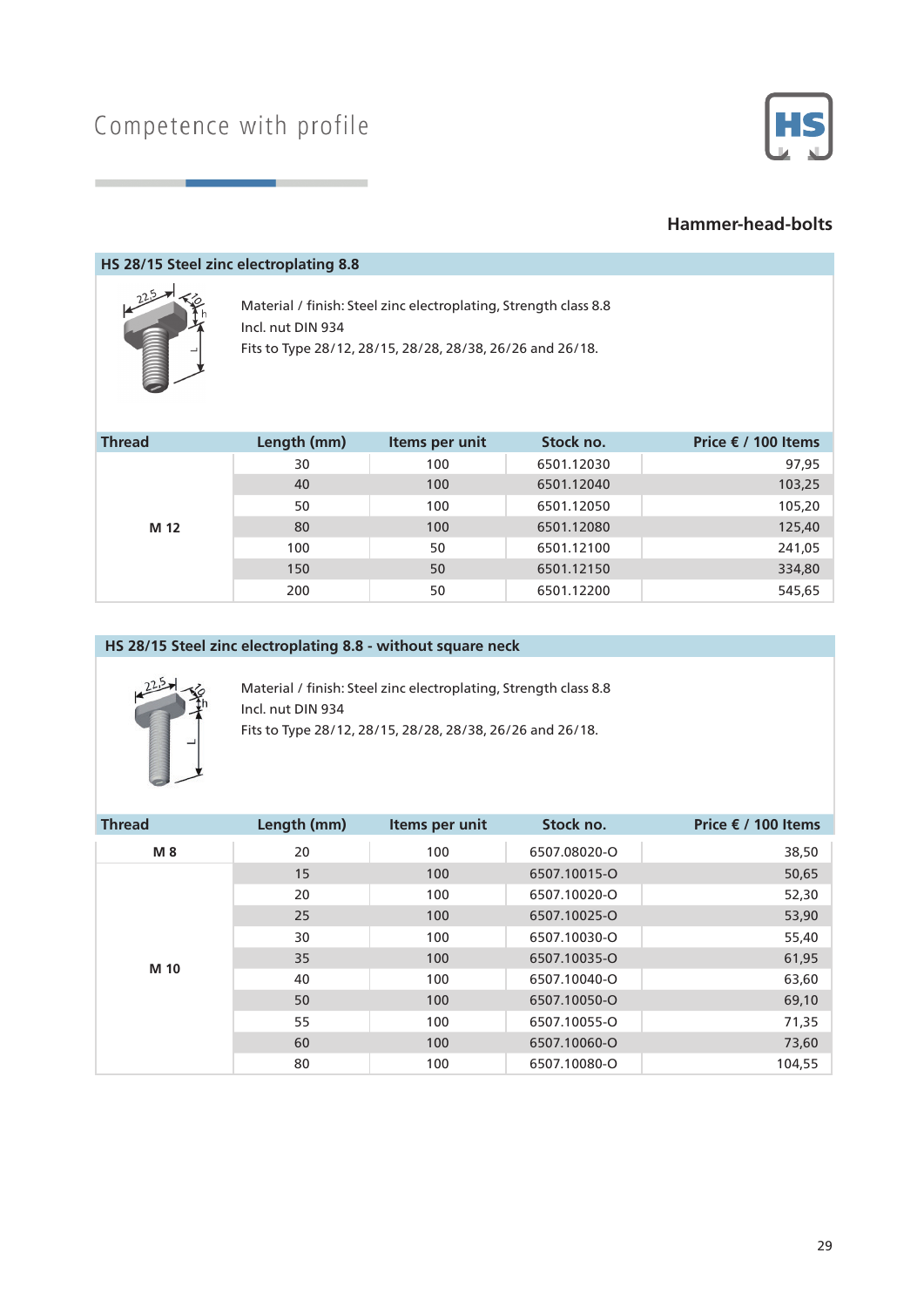Competence with profile

## Hammer-head-bolts

### HS 28/15 Steel zinc electroplating 8.8

Material / finish: Steel zinc electroplating, Strength class 8.8
Incl. nut DIN 934
Fits to Type 28/12, 28/15, 28/28, 28/38, 26/26 and 26/18.

| Thread | Length (mm) | Items per unit | Stock no. | Price € / 100 Items |
|---|---|---|---|---|
| M 12 | 30 | 100 | 6501.12030 | 97,95 |
| | 40 | 100 | 6501.12040 | 103,25 |
| | 50 | 100 | 6501.12050 | 105,20 |
| | 80 | 100 | 6501.12080 | 125,40 |
| | 100 | 50 | 6501.12100 | 241,05 |
| | 150 | 50 | 6501.12150 | 334,80 |
| | 200 | 50 | 6501.12200 | 545,65 |

### HS 28/15 Steel zinc electroplating 8.8 - without square neck

Material / finish: Steel zinc electroplating, Strength class 8.8
Incl. nut DIN 934
Fits to Type 28/12, 28/15, 28/28, 28/38, 26/26 and 26/18.

| Thread | Length (mm) | Items per unit | Stock no. | Price € / 100 Items |
|---|---|---|---|---|
| M 8 | 20 | 100 | 6507.08020-O | 38,50 |
| M 10 | 15 | 100 | 6507.10015-O | 50,65 |
| | 20 | 100 | 6507.10020-O | 52,30 |
| | 25 | 100 | 6507.10025-O | 53,90 |
| | 30 | 100 | 6507.10030-O | 55,40 |
| | 35 | 100 | 6507.10035-O | 61,95 |
| | 40 | 100 | 6507.10040-O | 63,60 |
| | 50 | 100 | 6507.10050-O | 69,10 |
| | 55 | 100 | 6507.10055-O | 71,35 |
| | 60 | 100 | 6507.10060-O | 73,60 |
| | 80 | 100 | 6507.10080-O | 104,55 |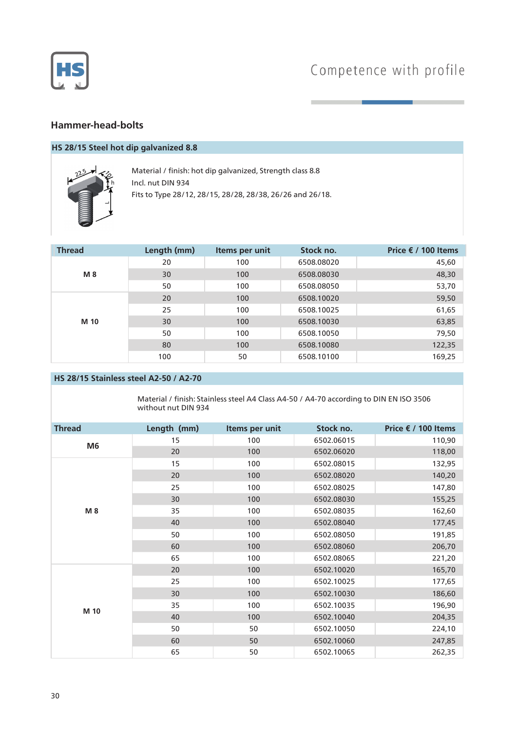Competence with profile

## Hammer-head-bolts

### HS 28/15 Steel hot dip galvanized 8.8

Material / finish: hot dip galvanized, Strength class 8.8
Incl. nut DIN 934
Fits to Type 28/12, 28/15, 28/28, 28/38, 26/26 and 26/18.

| Thread | Length (mm) | Items per unit | Stock no. | Price € / 100 Items |
|---|---|---|---|---|
| M 8 | 20 | 100 | 6508.08020 | 45,60 |
| | 30 | 100 | 6508.08030 | 48,30 |
| | 50 | 100 | 6508.08050 | 53,70 |
| M 10 | 20 | 100 | 6508.10020 | 59,50 |
| | 25 | 100 | 6508.10025 | 61,65 |
| | 30 | 100 | 6508.10030 | 63,85 |
| | 50 | 100 | 6508.10050 | 79,50 |
| | 80 | 100 | 6508.10080 | 122,35 |
| | 100 | 50 | 6508.10100 | 169,25 |

### HS 28/15 Stainless steel A2-50 / A2-70

Material / finish: Stainless steel A4 Class A4-50 / A4-70 according to DIN EN ISO 3506
without nut DIN 934

| Thread | Length (mm) | Items per unit | Stock no. | Price € / 100 Items |
|---|---|---|---|---|
| M6 | 15 | 100 | 6502.06015 | 110,90 |
| | 20 | 100 | 6502.06020 | 118,00 |
| M 8 | 15 | 100 | 6502.08015 | 132,95 |
| | 20 | 100 | 6502.08020 | 140,20 |
| | 25 | 100 | 6502.08025 | 147,80 |
| | 30 | 100 | 6502.08030 | 155,25 |
| | 35 | 100 | 6502.08035 | 162,60 |
| | 40 | 100 | 6502.08040 | 177,45 |
| | 50 | 100 | 6502.08050 | 191,85 |
| | 60 | 100 | 6502.08060 | 206,70 |
| | 65 | 100 | 6502.08065 | 221,20 |
| M 10 | 20 | 100 | 6502.10020 | 165,70 |
| | 25 | 100 | 6502.10025 | 177,65 |
| | 30 | 100 | 6502.10030 | 186,60 |
| | 35 | 100 | 6502.10035 | 196,90 |
| | 40 | 100 | 6502.10040 | 204,35 |
| | 50 | 50 | 6502.10050 | 224,10 |
| | 60 | 50 | 6502.10060 | 247,85 |
| | 65 | 50 | 6502.10065 | 262,35 |